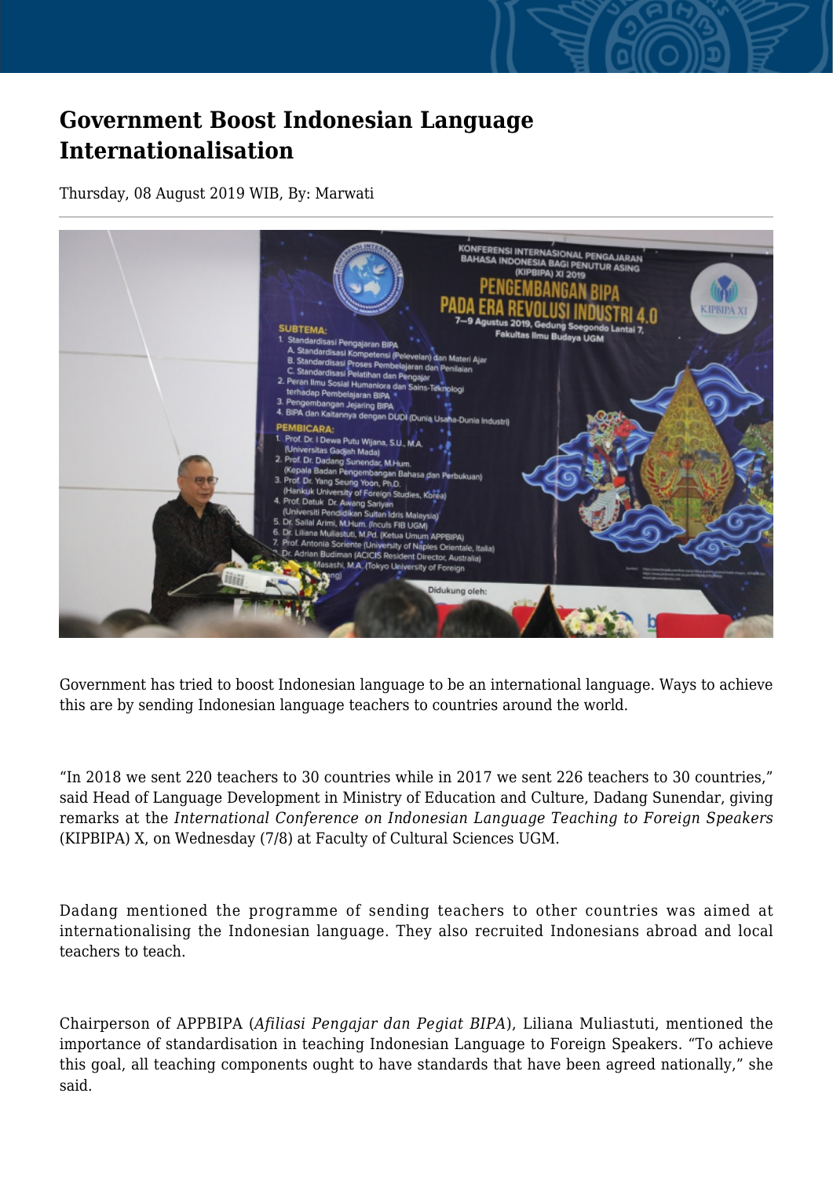# Government Boost Indonesian Language Internationalisation

Thursday, 08 August 2019 WIB, By: Marwati

Government has tried to boost Indonesian language to be an international language. Ways to achieve this are by sending Indonesian language teachers to countries around the world.

“In 2018 we sent 220 teachers to 30 countries while in 2017 we sent 226 teachers to 30 countries,” said Head of Language Development in Ministry of Education and Culture, Dadang Sunendar, giving remarks at the *International Conference on Indonesian Language Teaching to Foreign Speakers* (KIPBIPA) X, on Wednesday (7/8) at Faculty of Cultural Sciences UGM.

Dadang mentioned the programme of sending teachers to other countries was aimed at internationalising the Indonesian language. They also recruited Indonesians abroad and local teachers to teach.

Chairperson of APPBIPA (*Afiliasi Pengajar dan Pegiat BIPA*), Liliana Muliastuti, mentioned the importance of standardisation in teaching Indonesian Language to Foreign Speakers. “To achieve this goal, all teaching components ought to have standards that have been agreed nationally,” she said.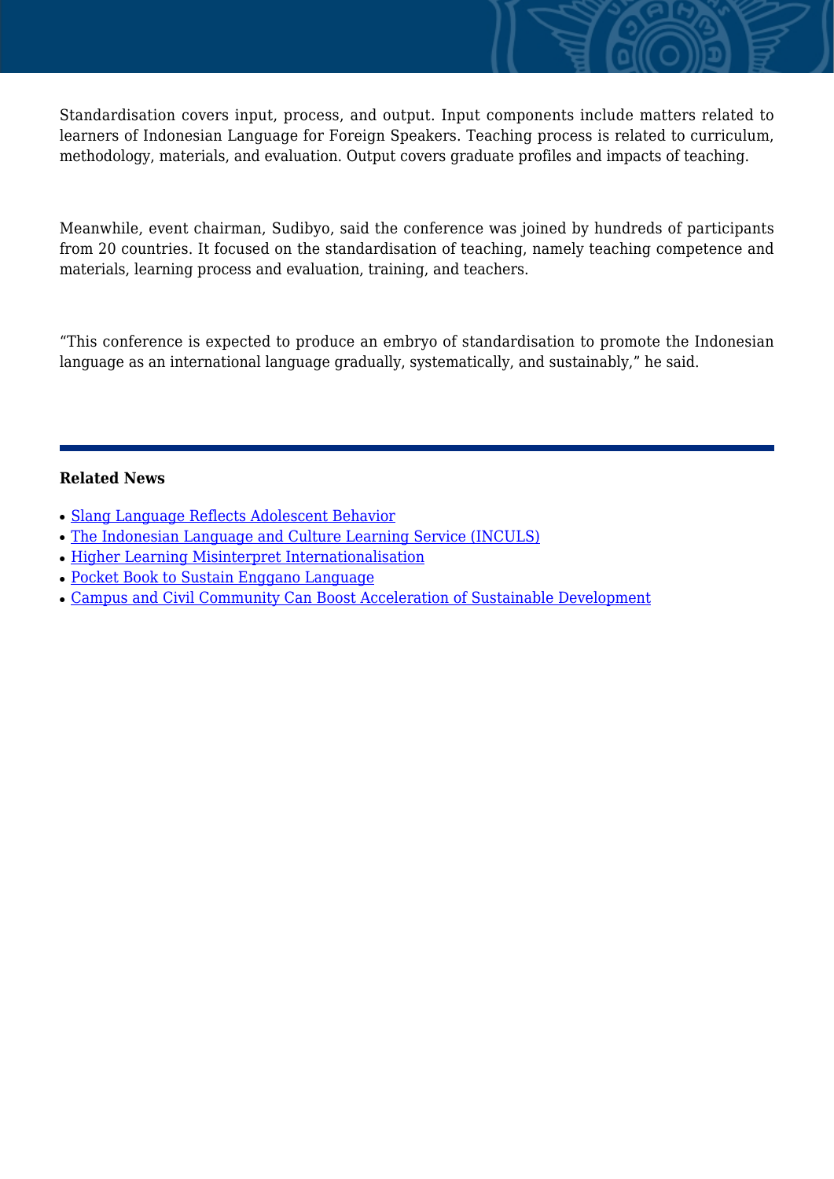Standardisation covers input, process, and output. Input components include matters related to learners of Indonesian Language for Foreign Speakers. Teaching process is related to curriculum, methodology, materials, and evaluation. Output covers graduate profiles and impacts of teaching.

Meanwhile, event chairman, Sudibyo, said the conference was joined by hundreds of participants from 20 countries. It focused on the standardisation of teaching, namely teaching competence and materials, learning process and evaluation, training, and teachers.

"This conference is expected to produce an embryo of standardisation to promote the Indonesian language as an international language gradually, systematically, and sustainably," he said.

---

**Related News**

- Slang Language Reflects Adolescent Behavior
- The Indonesian Language and Culture Learning Service (INCULS)
- Higher Learning Misinterpret Internationalisation
- Pocket Book to Sustain Enggano Language
- Campus and Civil Community Can Boost Acceleration of Sustainable Development